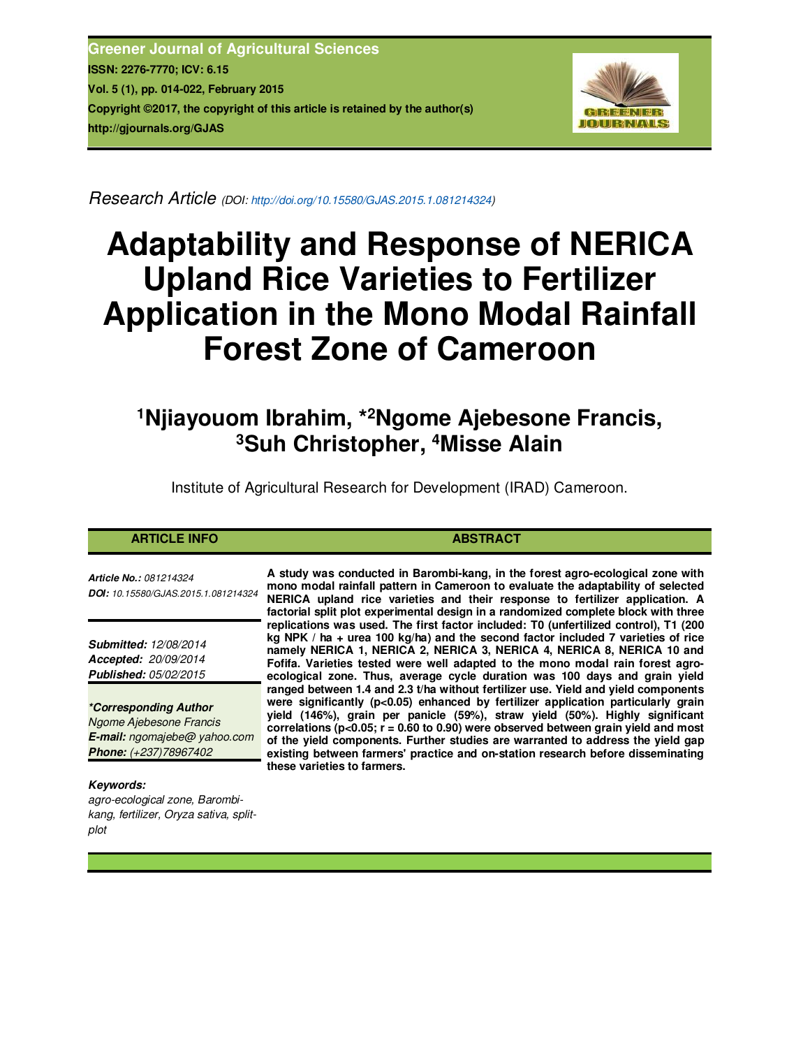Research Article (DOI: http://doi.org/10.15580/GJAS.2015.1.081214324)

# Adaptability and Response of NERICA Upland Rice Varieties to Fertilizer Application in the Mono Modal Rainfall Forest Zone of Cameroon

## [1]Njiayouom Ibrahim, *[2]Ngome Ajebesone Francis, [3]Suh Christopher, [4]Misse Alain

Institute of Agricultural Research for Development (IRAD) Cameroon.

**ARTICLE INFO**

***Article No.:*** *081214324*
***DOI:*** *10.15580/GJAS.2015.1.081214324*

***Submitted:*** *12/08/2014*
***Accepted:*** *20/09/2014*
***Published:*** *05/02/2015*

***\*Corresponding Author***
*Ngome Ajebesone Francis*
***E-mail:*** *ngomajebe@ yahoo.com*
***Phone:*** *(+237)78967402*

***Keywords:***
*agro-ecological zone, Barombi-kang, fertilizer, Oryza sativa, split-plot*

**ABSTRACT**

**A study was conducted in Barombi-kang, in the forest agro-ecological zone with mono modal rainfall pattern in Cameroon to evaluate the adaptability of selected NERICA upland rice varieties and their response to fertilizer application. A factorial split plot experimental design in a randomized complete block with three replications was used. The first factor included: T0 (unfertilized control), T1 (200 kg NPK / ha + urea 100 kg/ha) and the second factor included 7 varieties of rice namely NERICA 1, NERICA 2, NERICA 3, NERICA 4, NERICA 8, NERICA 10 and Fofifa. Varieties tested were well adapted to the mono modal rain forest agro-ecological zone. Thus, average cycle duration was 100 days and grain yield ranged between 1.4 and 2.3 t/ha without fertilizer use. Yield and yield components were significantly ($p<0.05$) enhanced by fertilizer application particularly grain yield (146%), grain per panicle (59%), straw yield (50%). Highly significant correlations ($p<0.05$; $r = 0.60$ to $0.90$) were observed between grain yield and most of the yield components. Further studies are warranted to address the yield gap existing between farmers' practice and on-station research before disseminating these varieties to farmers.**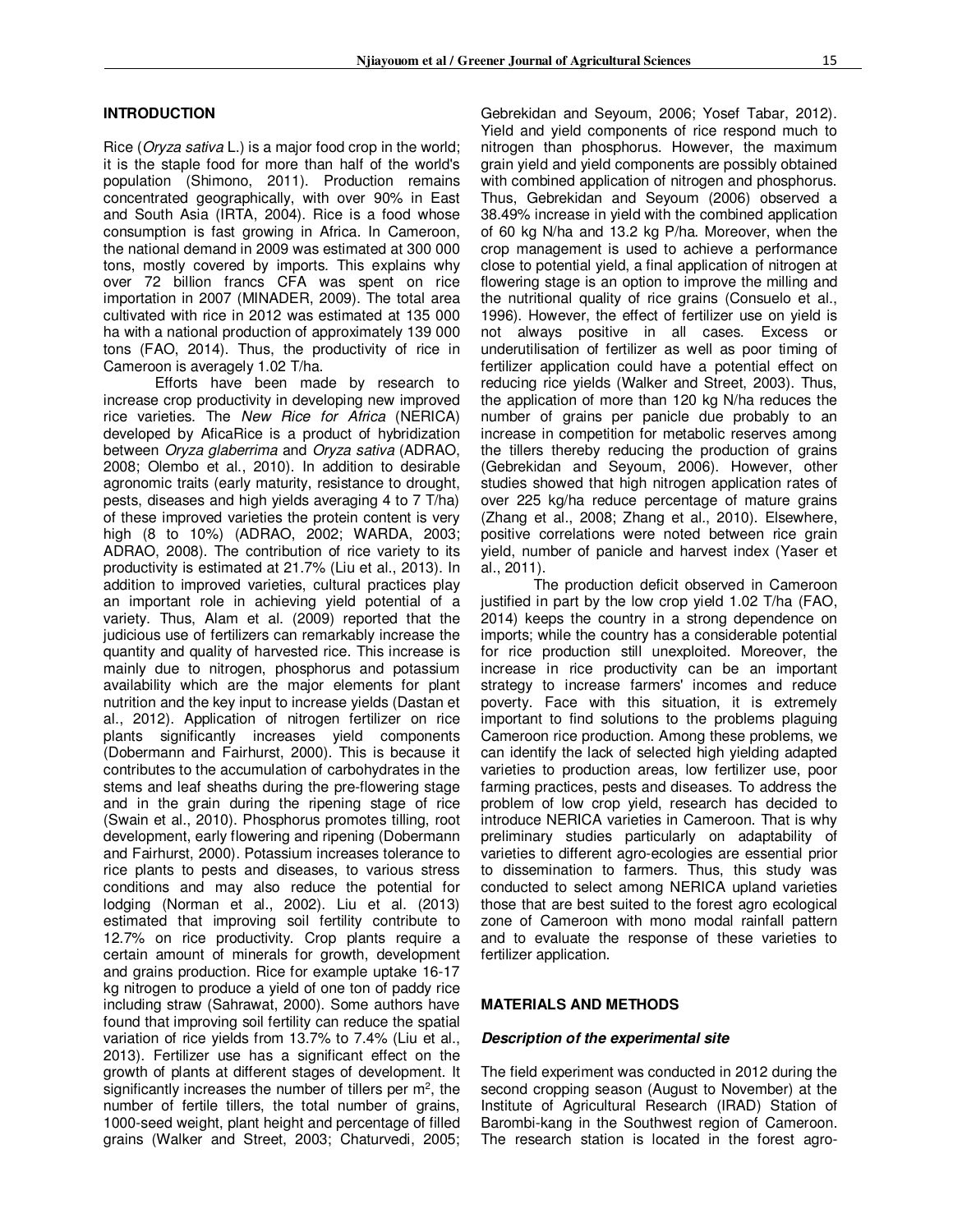## INTRODUCTION

Rice (*Oryza sativa* L.) is a major food crop in the world; it is the staple food for more than half of the world's population (Shimono, 2011). Production remains concentrated geographically, with over 90% in East and South Asia (IRTA, 2004). Rice is a food whose consumption is fast growing in Africa. In Cameroon, the national demand in 2009 was estimated at 300 000 tons, mostly covered by imports. This explains why over 72 billion francs CFA was spent on rice importation in 2007 (MINADER, 2009). The total area cultivated with rice in 2012 was estimated at 135 000 ha with a national production of approximately 139 000 tons (FAO, 2014). Thus, the productivity of rice in Cameroon is averagely 1.02 T/ha.

Efforts have been made by research to increase crop productivity in developing new improved rice varieties. The *New Rice for Africa* (NERICA) developed by AficaRice is a product of hybridization between *Oryza glaberrima* and *Oryza sativa* (ADRAO, 2008; Olembo et al., 2010). In addition to desirable agronomic traits (early maturity, resistance to drought, pests, diseases and high yields averaging 4 to 7 T/ha) of these improved varieties the protein content is very high (8 to 10%) (ADRAO, 2002; WARDA, 2003; ADRAO, 2008). The contribution of rice variety to its productivity is estimated at 21.7% (Liu et al., 2013). In addition to improved varieties, cultural practices play an important role in achieving yield potential of a variety. Thus, Alam et al. (2009) reported that the judicious use of fertilizers can remarkably increase the quantity and quality of harvested rice. This increase is mainly due to nitrogen, phosphorus and potassium availability which are the major elements for plant nutrition and the key input to increase yields (Dastan et al., 2012). Application of nitrogen fertilizer on rice plants significantly increases yield components (Dobermann and Fairhurst, 2000). This is because it contributes to the accumulation of carbohydrates in the stems and leaf sheaths during the pre-flowering stage and in the grain during the ripening stage of rice (Swain et al., 2010). Phosphorus promotes tilling, root development, early flowering and ripening (Dobermann and Fairhurst, 2000). Potassium increases tolerance to rice plants to pests and diseases, to various stress conditions and may also reduce the potential for lodging (Norman et al., 2002). Liu et al. (2013) estimated that improving soil fertility contribute to 12.7% on rice productivity. Crop plants require a certain amount of minerals for growth, development and grains production. Rice for example uptake 16-17 kg nitrogen to produce a yield of one ton of paddy rice including straw (Sahrawat, 2000). Some authors have found that improving soil fertility can reduce the spatial variation of rice yields from 13.7% to 7.4% (Liu et al., 2013). Fertilizer use has a significant effect on the growth of plants at different stages of development. It significantly increases the number of tillers per m$^2$, the number of fertile tillers, the total number of grains, 1000-seed weight, plant height and percentage of filled grains (Walker and Street, 2003; Chaturvedi, 2005; Gebrekidan and Seyoum, 2006; Yosef Tabar, 2012). Yield and yield components of rice respond much to nitrogen than phosphorus. However, the maximum grain yield and yield components are possibly obtained with combined application of nitrogen and phosphorus. Thus, Gebrekidan and Seyoum (2006) observed a 38.49% increase in yield with the combined application of 60 kg N/ha and 13.2 kg P/ha. Moreover, when the crop management is used to achieve a performance close to potential yield, a final application of nitrogen at flowering stage is an option to improve the milling and the nutritional quality of rice grains (Consuelo et al., 1996). However, the effect of fertilizer use on yield is not always positive in all cases. Excess or underutilisation of fertilizer as well as poor timing of fertilizer application could have a potential effect on reducing rice yields (Walker and Street, 2003). Thus, the application of more than 120 kg N/ha reduces the number of grains per panicle due probably to an increase in competition for metabolic reserves among the tillers thereby reducing the production of grains (Gebrekidan and Seyoum, 2006). However, other studies showed that high nitrogen application rates of over 225 kg/ha reduce percentage of mature grains (Zhang et al., 2008; Zhang et al., 2010). Elsewhere, positive correlations were noted between rice grain yield, number of panicle and harvest index (Yaser et al., 2011).

The production deficit observed in Cameroon justified in part by the low crop yield 1.02 T/ha (FAO, 2014) keeps the country in a strong dependence on imports; while the country has a considerable potential for rice production still unexploited. Moreover, the increase in rice productivity can be an important strategy to increase farmers' incomes and reduce poverty. Face with this situation, it is extremely important to find solutions to the problems plaguing Cameroon rice production. Among these problems, we can identify the lack of selected high yielding adapted varieties to production areas, low fertilizer use, poor farming practices, pests and diseases. To address the problem of low crop yield, research has decided to introduce NERICA varieties in Cameroon. That is why preliminary studies particularly on adaptability of varieties to different agro-ecologies are essential prior to dissemination to farmers. Thus, this study was conducted to select among NERICA upland varieties those that are best suited to the forest agro ecological zone of Cameroon with mono modal rainfall pattern and to evaluate the response of these varieties to fertilizer application.

## MATERIALS AND METHODS

### *Description of the experimental site*

The field experiment was conducted in 2012 during the second cropping season (August to November) at the Institute of Agricultural Research (IRAD) Station of Barombi-kang in the Southwest region of Cameroon. The research station is located in the forest agro-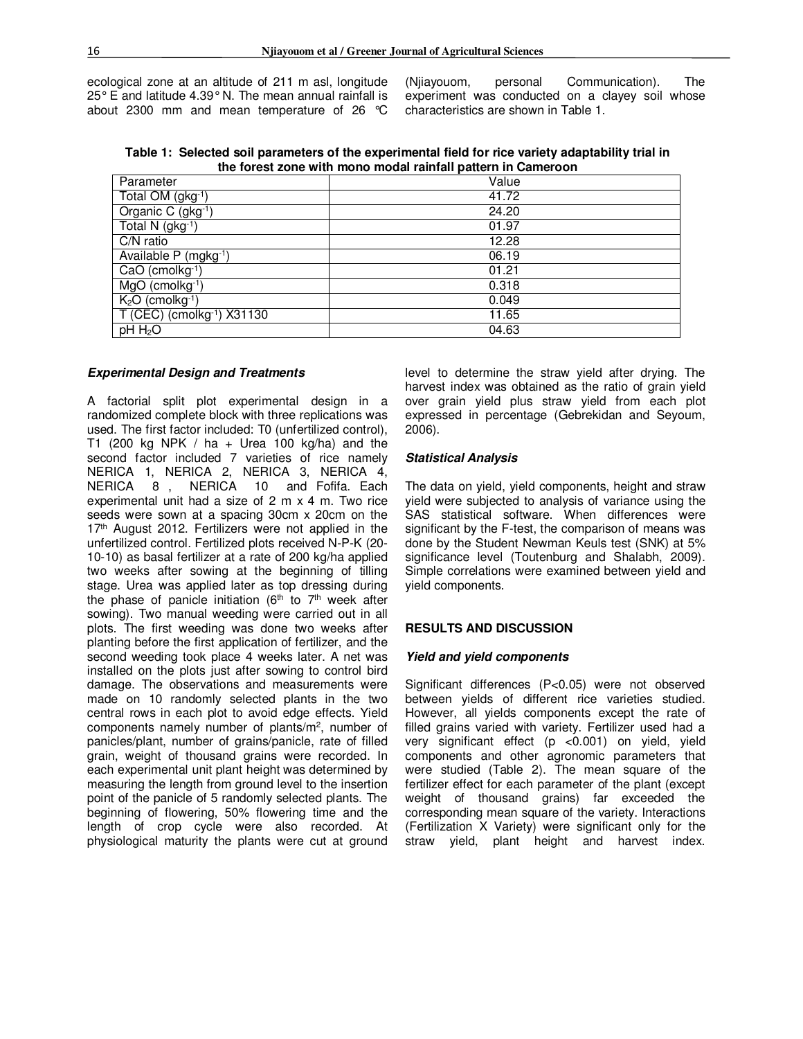ecological zone at an altitude of 211 m asl, longitude 25° E and latitude 4.39° N. The mean annual rainfall is about 2300 mm and mean temperature of 26 °C (Njiayouom, personal Communication). The experiment was conducted on a clayey soil whose characteristics are shown in Table 1.

**Table 1: Selected soil parameters of the experimental field for rice variety adaptability trial in the forest zone with mono modal rainfall pattern in Cameroon**

| Parameter | Value |
|---|---|
| Total OM ($gkg^{-1}$) | 41.72 |
| Organic C ($gkg^{-1}$) | 24.20 |
| Total N ($gkg^{-1}$) | 01.97 |
| C/N ratio | 12.28 |
| Available P ($mgkg^{-1}$) | 06.19 |
| CaO ($cmolkg^{-1}$) | 01.21 |
| MgO ($cmolkg^{-1}$) | 0.318 |
| $K_2O$ ($cmolkg^{-1}$) | 0.049 |
| T (CEC) ($cmolkg^{-1}$) X31130 | 11.65 |
| pH $H_2O$ | 04.63 |

### *Experimental Design and Treatments*

A factorial split plot experimental design in a randomized complete block with three replications was used. The first factor included: T0 (unfertilized control), T1 (200 kg NPK / ha + Urea 100 kg/ha) and the second factor included 7 varieties of rice namely NERICA 1, NERICA 2, NERICA 3, NERICA 4, NERICA 8 , NERICA 10 and Fofifa. Each experimental unit had a size of 2 m x 4 m. Two rice seeds were sown at a spacing 30cm x 20cm on the 17[th] August 2012. Fertilizers were not applied in the unfertilized control. Fertilized plots received N-P-K (20-10-10) as basal fertilizer at a rate of 200 kg/ha applied two weeks after sowing at the beginning of tilling stage. Urea was applied later as top dressing during the phase of panicle initiation (6[th] to 7[th] week after sowing). Two manual weeding were carried out in all plots. The first weeding was done two weeks after planting before the first application of fertilizer, and the second weeding took place 4 weeks later. A net was installed on the plots just after sowing to control bird damage. The observations and measurements were made on 10 randomly selected plants in the two central rows in each plot to avoid edge effects. Yield components namely number of plants/$m^2$, number of panicles/plant, number of grains/panicle, rate of filled grain, weight of thousand grains were recorded. In each experimental unit plant height was determined by measuring the length from ground level to the insertion point of the panicle of 5 randomly selected plants. The beginning of flowering, 50% flowering time and the length of crop cycle were also recorded. At physiological maturity the plants were cut at ground level to determine the straw yield after drying. The harvest index was obtained as the ratio of grain yield over grain yield plus straw yield from each plot expressed in percentage (Gebrekidan and Seyoum, 2006).

### *Statistical Analysis*

The data on yield, yield components, height and straw yield were subjected to analysis of variance using the SAS statistical software. When differences were significant by the F-test, the comparison of means was done by the Student Newman Keuls test (SNK) at 5% significance level (Toutenburg and Shalabh, 2009). Simple correlations were examined between yield and yield components.

## RESULTS AND DISCUSSION

### *Yield and yield components*

Significant differences ($P<0.05$) were not observed between yields of different rice varieties studied. However, all yields components except the rate of filled grains varied with variety. Fertilizer used had a very significant effect ($p < 0.001$) on yield, yield components and other agronomic parameters that were studied (Table 2). The mean square of the fertilizer effect for each parameter of the plant (except weight of thousand grains) far exceeded the corresponding mean square of the variety. Interactions (Fertilization X Variety) were significant only for the straw yield, plant height and harvest index.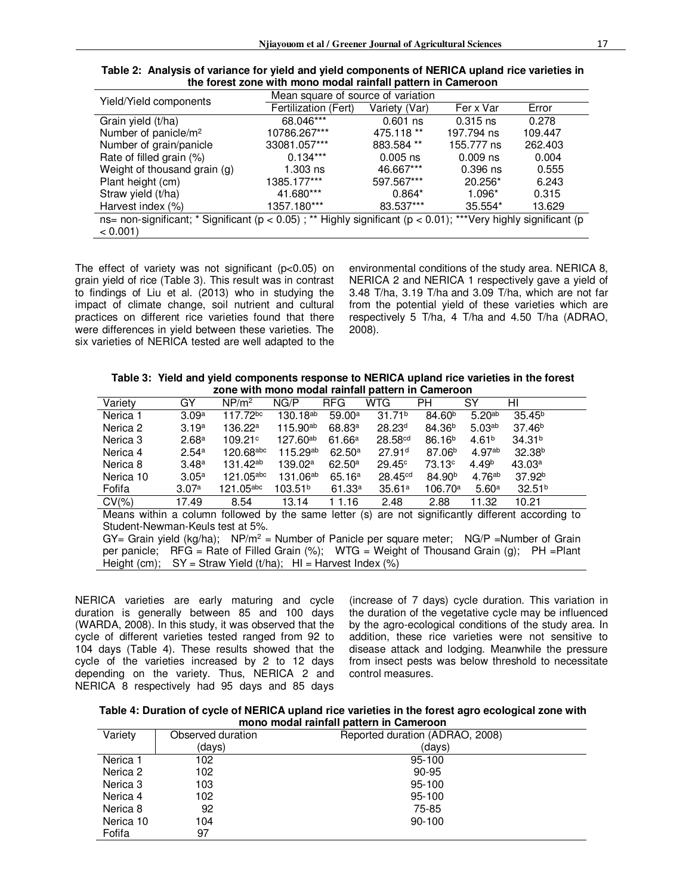**Table 2: Analysis of variance for yield and yield components of NERICA upland rice varieties in the forest zone with mono modal rainfall pattern in Cameroon**

| Yield/Yield components | Mean square of source of variation | | | |
|---|---|---|---|---|
| | Fertilization (Fert) | Variety (Var) | Fer x Var | Error |
| Grain yield (t/ha) | 68.046*** | 0.601 ns | 0.315 ns | 0.278 |
| Number of panicle/m² | 10786.267*** | 475.118 ** | 197.794 ns | 109.447 |
| Number of grain/panicle | 33081.057*** | 883.584 ** | 155.777 ns | 262.403 |
| Rate of filled grain (%) | 0.134*** | 0.005 ns | 0.009 ns | 0.004 |
| Weight of thousand grain (g) | 1.303 ns | 46.667*** | 0.396 ns | 0.555 |
| Plant height (cm) | 1385.177*** | 597.567*** | 20.256* | 6.243 |
| Straw yield (t/ha) | 41.680*** | 0.864* | 1.096* | 0.315 |
| Harvest index (%) | 1357.180*** | 83.537*** | 35.554* | 13.629 |

ns= non-significant; * Significant ($p < 0.05$) ; ** Highly significant ($p < 0.01$); ***Very highly significant ($p < 0.001$)

The effect of variety was not significant ($p<0.05$) on grain yield of rice (Table 3). This result was in contrast to findings of Liu et al. (2013) who in studying the impact of climate change, soil nutrient and cultural practices on different rice varieties found that there were differences in yield between these varieties. The six varieties of NERICA tested are well adapted to the environmental conditions of the study area. NERICA 8, NERICA 2 and NERICA 1 respectively gave a yield of 3.48 T/ha, 3.19 T/ha and 3.09 T/ha, which are not far from the potential yield of these varieties which are respectively 5 T/ha, 4 T/ha and 4.50 T/ha (ADRAO, 2008).

**Table 3: Yield and yield components response to NERICA upland rice varieties in the forest zone with mono modal rainfall pattern in Cameroon**

| Variety | GY | NP/m² | NG/P | RFG | WTG | PH | SY | HI |
|---|---|---|---|---|---|---|---|---|
| Nerica 1 | 3.09ᵃ | 117.72ᵇᶜ | 130.18ᵃᵇ | 59.00ᵃ | 31.71ᵇ | 84.60ᵇ | 5.20ᵃᵇ | 35.45ᵇ |
| Nerica 2 | 3.19ᵃ | 136.22ᵃ | 115.90ᵃᵇ | 68.83ᵃ | 28.23ᵈ | 84.36ᵇ | 5.03ᵃᵇ | 37.46ᵇ |
| Nerica 3 | 2.68ᵃ | 109.21ᶜ | 127.60ᵃᵇ | 61.66ᵃ | 28.58ᶜᵈ | 86.16ᵇ | 4.61ᵇ | 34.31ᵇ |
| Nerica 4 | 2.54ᵃ | 120.68ᵃᵇᶜ | 115.29ᵃᵇ | 62.50ᵃ | 27.91ᵈ | 87.06ᵇ | 4.97ᵃᵇ | 32.38ᵇ |
| Nerica 8 | 3.48ᵃ | 131.42ᵃᵇ | 139.02ᵃ | 62.50ᵃ | 29.45ᶜ | 73.13ᶜ | 4.49ᵇ | 43.03ᵃ |
| Nerica 10 | 3.05ᵃ | 121.05ᵃᵇᶜ | 131.06ᵃᵇ | 65.16ᵃ | 28.45ᶜᵈ | 84.90ᵇ | 4.76ᵃᵇ | 37.92ᵇ |
| Fofifa | 3.07ᵃ | 121.05ᵃᵇᶜ | 103.51ᵇ | 61.33ᵃ | 35.61ᵃ | 106.70ᵃ | 5.60ᵃ | 32.51ᵇ |
| CV(%) | 17.49 | 8.54 | 13.14 | 1 1.16 | 2.48 | 2.88 | 11.32 | 10.21 |

Means within a column followed by the same letter (s) are not significantly different according to Student-Newman-Keuls test at 5%.

GY= Grain yield (kg/ha); NP/m² = Number of Panicle per square meter; NG/P =Number of Grain per panicle; RFG = Rate of Filled Grain (%); WTG = Weight of Thousand Grain (g); PH =Plant Height (cm); SY = Straw Yield (t/ha); HI = Harvest Index (%)

NERICA varieties are early maturing and cycle duration is generally between 85 and 100 days (WARDA, 2008). In this study, it was observed that the cycle of different varieties tested ranged from 92 to 104 days (Table 4). These results showed that the cycle of the varieties increased by 2 to 12 days depending on the variety. Thus, NERICA 2 and NERICA 8 respectively had 95 days and 85 days (increase of 7 days) cycle duration. This variation in the duration of the vegetative cycle may be influenced by the agro-ecological conditions of the study area. In addition, these rice varieties were not sensitive to disease attack and lodging. Meanwhile the pressure from insect pests was below threshold to necessitate control measures.

**Table 4: Duration of cycle of NERICA upland rice varieties in the forest agro ecological zone with mono modal rainfall pattern in Cameroon**

| Variety | Observed duration (days) | Reported duration (ADRAO, 2008) (days) |
|---|---|---|
| Nerica 1 | 102 | 95-100 |
| Nerica 2 | 102 | 90-95 |
| Nerica 3 | 103 | 95-100 |
| Nerica 4 | 102 | 95-100 |
| Nerica 8 | 92 | 75-85 |
| Nerica 10 | 104 | 90-100 |
| Fofifa | 97 | |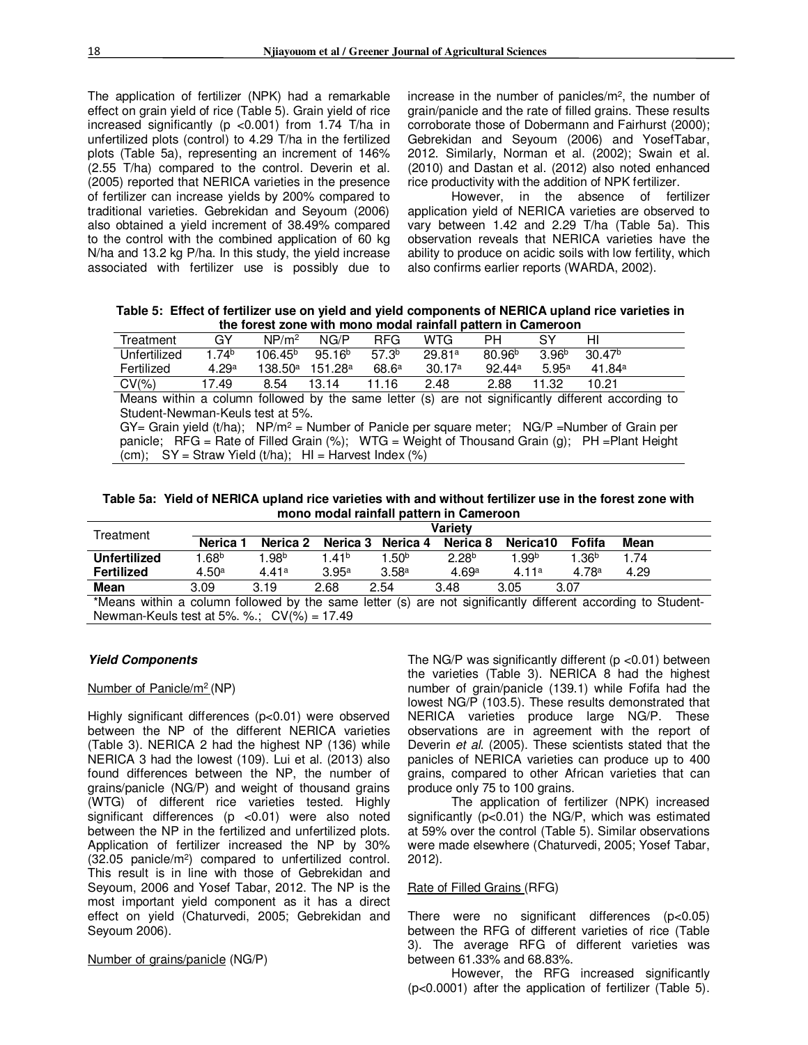The application of fertilizer (NPK) had a remarkable effect on grain yield of rice (Table 5). Grain yield of rice increased significantly ($p < 0.001$) from 1.74 T/ha in unfertilized plots (control) to 4.29 T/ha in the fertilized plots (Table 5a), representing an increment of 146% (2.55 T/ha) compared to the control. Deverin et al. (2005) reported that NERICA varieties in the presence of fertilizer can increase yields by 200% compared to traditional varieties. Gebrekidan and Seyoum (2006) also obtained a yield increment of 38.49% compared to the control with the combined application of 60 kg N/ha and 13.2 kg P/ha. In this study, the yield increase associated with fertilizer use is possibly due to increase in the number of panicles/m$^2$, the number of grain/panicle and the rate of filled grains. These results corroborate those of Dobermann and Fairhurst (2000); Gebrekidan and Seyoum (2006) and YosefTabar, 2012. Similarly, Norman et al. (2002); Swain et al. (2010) and Dastan et al. (2012) also noted enhanced rice productivity with the addition of NPK fertilizer.

However, in the absence of fertilizer application yield of NERICA varieties are observed to vary between 1.42 and 2.29 T/ha (Table 5a). This observation reveals that NERICA varieties have the ability to produce on acidic soils with low fertility, which also confirms earlier reports (WARDA, 2002).

**Table 5: Effect of fertilizer use on yield and yield components of NERICA upland rice varieties in the forest zone with mono modal rainfall pattern in Cameroon**

| Treatment | GY | NP/m$^2$ | NG/P | RFG | WTG | PH | SY | HI |
|---|---|---|---|---|---|---|---|---|
| Unfertilized | 1.74$^b$ | 106.45$^b$ | 95.16$^b$ | 57.3$^b$ | 29.81$^a$ | 80.96$^b$ | 3.96$^b$ | 30.47$^b$ |
| Fertilized | 4.29$^a$ | 138.50$^a$ | 151.28$^a$ | 68.6$^a$ | 30.17$^a$ | 92.44$^a$ | 5.95$^a$ | 41.84$^a$ |
| CV(%) | 17.49 | 8.54 | 13.14 | 11.16 | 2.48 | 2.88 | 11.32 | 10.21 |

Means within a column followed by the same letter (s) are not significantly different according to Student-Newman-Keuls test at 5%.

GY= Grain yield (t/ha); NP/m$^2$ = Number of Panicle per square meter; NG/P =Number of Grain per panicle; RFG = Rate of Filled Grain (%); WTG = Weight of Thousand Grain (g); PH =Plant Height (cm); SY = Straw Yield (t/ha); HI = Harvest Index (%)

**Table 5a: Yield of NERICA upland rice varieties with and without fertilizer use in the forest zone with mono modal rainfall pattern in Cameroon**

| Treatment | Variety | | | | | | | |
|---|---|---|---|---|---|---|---|---|
| | **Nerica 1** | **Nerica 2** | **Nerica 3** | **Nerica 4** | **Nerica 8** | **Nerica10** | **Fofifa** | **Mean** |
| **Unfertilized** | 1.68$^b$ | 1.98$^b$ | 1.41$^b$ | 1.50$^b$ | 2.28$^b$ | 1.99$^b$ | 1.36$^b$ | 1.74 |
| **Fertilized** | 4.50$^a$ | 4.41$^a$ | 3.95$^a$ | 3.58$^a$ | 4.69$^a$ | 4.11$^a$ | 4.78$^a$ | 4.29 |
| **Mean** | 3.09 | 3.19 | 2.68 | 2.54 | 3.48 | 3.05 | 3.07 | |

*Means within a column followed by the same letter (s) are not significantly different according to Student-Newman-Keuls test at 5%. %.; CV(%) = 17.49

### *Yield Components*

Number of Panicle/m$^2$ (NP)

Highly significant differences ($p<0.01$) were observed between the NP of the different NERICA varieties (Table 3). NERICA 2 had the highest NP (136) while NERICA 3 had the lowest (109). Lui et al. (2013) also found differences between the NP, the number of grains/panicle (NG/P) and weight of thousand grains (WTG) of different rice varieties tested. Highly significant differences ($p < 0.01$) were also noted between the NP in the fertilized and unfertilized plots. Application of fertilizer increased the NP by 30% (32.05 panicle/m$^2$) compared to unfertilized control. This result is in line with those of Gebrekidan and Seyoum, 2006 and Yosef Tabar, 2012. The NP is the most important yield component as it has a direct effect on yield (Chaturvedi, 2005; Gebrekidan and Seyoum 2006).

Number of grains/panicle (NG/P)

The NG/P was significantly different ($p < 0.01$) between the varieties (Table 3). NERICA 8 had the highest number of grain/panicle (139.1) while Fofifa had the lowest NG/P (103.5). These results demonstrated that NERICA varieties produce large NG/P. These observations are in agreement with the report of Deverin *et al.* (2005). These scientists stated that the panicles of NERICA varieties can produce up to 400 grains, compared to other African varieties that can produce only 75 to 100 grains.

The application of fertilizer (NPK) increased significantly ($p<0.01$) the NG/P, which was estimated at 59% over the control (Table 5). Similar observations were made elsewhere (Chaturvedi, 2005; Yosef Tabar, 2012).

Rate of Filled Grains (RFG)

There were no significant differences ($p<0.05$) between the RFG of different varieties of rice (Table 3). The average RFG of different varieties was between 61.33% and 68.83%.

However, the RFG increased significantly ($p<0.0001$) after the application of fertilizer (Table 5).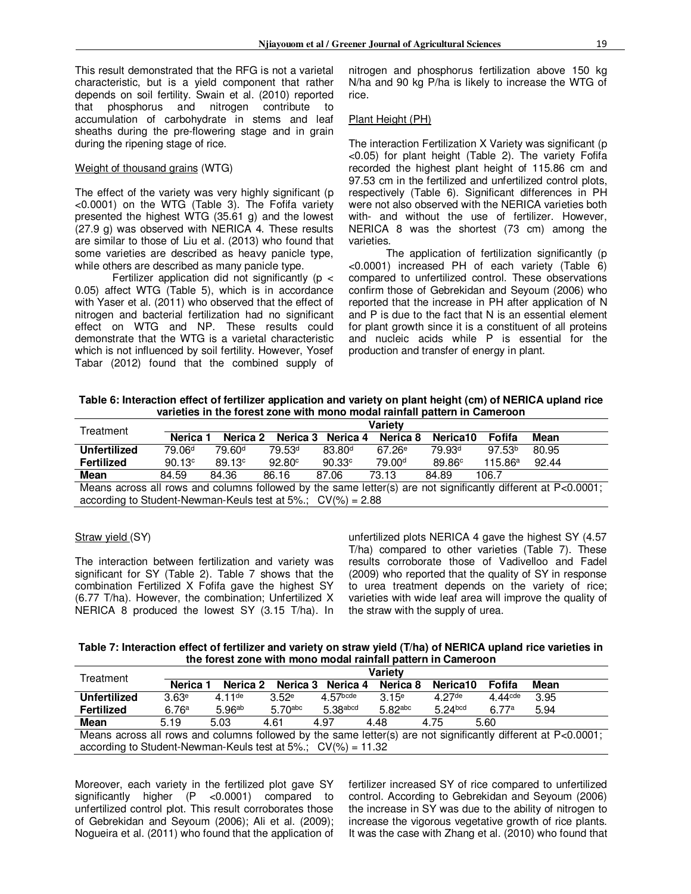This result demonstrated that the RFG is not a varietal characteristic, but is a yield component that rather depends on soil fertility. Swain et al. (2010) reported that phosphorus and nitrogen contribute to accumulation of carbohydrate in stems and leaf sheaths during the pre-flowering stage and in grain during the ripening stage of rice.

Weight of thousand grains (WTG)

The effect of the variety was very highly significant ($p < 0.0001$) on the WTG (Table 3). The Fofifa variety presented the highest WTG (35.61 g) and the lowest (27.9 g) was observed with NERICA 4. These results are similar to those of Liu et al. (2013) who found that some varieties are described as heavy panicle type, while others are described as many panicle type.

Fertilizer application did not significantly ($p < 0.05$) affect WTG (Table 5), which is in accordance with Yaser et al. (2011) who observed that the effect of nitrogen and bacterial fertilization had no significant effect on WTG and NP. These results could demonstrate that the WTG is a varietal characteristic which is not influenced by soil fertility. However, Yosef Tabar (2012) found that the combined supply of nitrogen and phosphorus fertilization above 150 kg N/ha and 90 kg P/ha is likely to increase the WTG of rice.

Plant Height (PH)

The interaction Fertilization X Variety was significant ($p < 0.05$) for plant height (Table 2). The variety Fofifa recorded the highest plant height of 115.86 cm and 97.53 cm in the fertilized and unfertilized control plots, respectively (Table 6). Significant differences in PH were not also observed with the NERICA varieties both with- and without the use of fertilizer. However, NERICA 8 was the shortest (73 cm) among the varieties.

The application of fertilization significantly ($p < 0.0001$) increased PH of each variety (Table 6) compared to unfertilized control. These observations confirm those of Gebrekidan and Seyoum (2006) who reported that the increase in PH after application of N and P is due to the fact that N is an essential element for plant growth since it is a constituent of all proteins and nucleic acids while P is essential for the production and transfer of energy in plant.

**Table 6: Interaction effect of fertilizer application and variety on plant height (cm) of NERICA upland rice varieties in the forest zone with mono modal rainfall pattern in Cameroon**

| Treatment | Variety | | | | | | | |
|---|---|---|---|---|---|---|---|---|
| | Nerica 1 | Nerica 2 | Nerica 3 | Nerica 4 | Nerica 8 | Nerica10 | Fofifa | Mean |
| **Unfertilized** | $79.06^{d}$ | $79.60^{d}$ | $79.53^{d}$ | $83.80^{d}$ | $67.26^{e}$ | $79.93^{d}$ | $97.53^{b}$ | 80.95 |
| **Fertilized** | $90.13^{c}$ | $89.13^{c}$ | $92.80^{c}$ | $90.33^{c}$ | $79.00^{d}$ | $89.86^{c}$ | $115.86^{a}$ | 92.44 |
| **Mean** | 84.59 | 84.36 | 86.16 | 87.06 | 73.13 | 84.89 | 106.7 | |

Means across all rows and columns followed by the same letter(s) are not significantly different at P<0.0001; according to Student-Newman-Keuls test at 5%.; CV(%) = 2.88

Straw yield (SY)

The interaction between fertilization and variety was significant for SY (Table 2). Table 7 shows that the combination Fertilized X Fofifa gave the highest SY (6.77 T/ha). However, the combination; Unfertilized X NERICA 8 produced the lowest SY (3.15 T/ha). In unfertilized plots NERICA 4 gave the highest SY (4.57 T/ha) compared to other varieties (Table 7). These results corroborate those of Vadivelloo and Fadel (2009) who reported that the quality of SY in response to urea treatment depends on the variety of rice; varieties with wide leaf area will improve the quality of the straw with the supply of urea.

**Table 7: Interaction effect of fertilizer and variety on straw yield (T/ha) of NERICA upland rice varieties in the forest zone with mono modal rainfall pattern in Cameroon**

| Treatment | Variety | | | | | | | |
|---|---|---|---|---|---|---|---|---|
| | Nerica 1 | Nerica 2 | Nerica 3 | Nerica 4 | Nerica 8 | Nerica10 | Fofifa | Mean |
| **Unfertilized** | $3.63^{e}$ | $4.11^{de}$ | $3.52^{e}$ | $4.57^{bcde}$ | $3.15^{e}$ | $4.27^{de}$ | $4.44^{cde}$ | 3.95 |
| **Fertilized** | $6.76^{a}$ | $5.96^{ab}$ | $5.70^{abc}$ | $5.38^{abcd}$ | $5.82^{abc}$ | $5.24^{bcd}$ | $6.77^{a}$ | 5.94 |
| **Mean** | 5.19 | 5.03 | 4.61 | 4.97 | 4.48 | 4.75 | 5.60 | |

Means across all rows and columns followed by the same letter(s) are not significantly different at P<0.0001; according to Student-Newman-Keuls test at 5%.; CV(%) = 11.32

Moreover, each variety in the fertilized plot gave SY significantly higher ($P < 0.0001$) compared to unfertilized control plot. This result corroborates those of Gebrekidan and Seyoum (2006); Ali et al. (2009); Nogueira et al. (2011) who found that the application of fertilizer increased SY of rice compared to unfertilized control. According to Gebrekidan and Seyoum (2006) the increase in SY was due to the ability of nitrogen to increase the vigorous vegetative growth of rice plants. It was the case with Zhang et al. (2010) who found that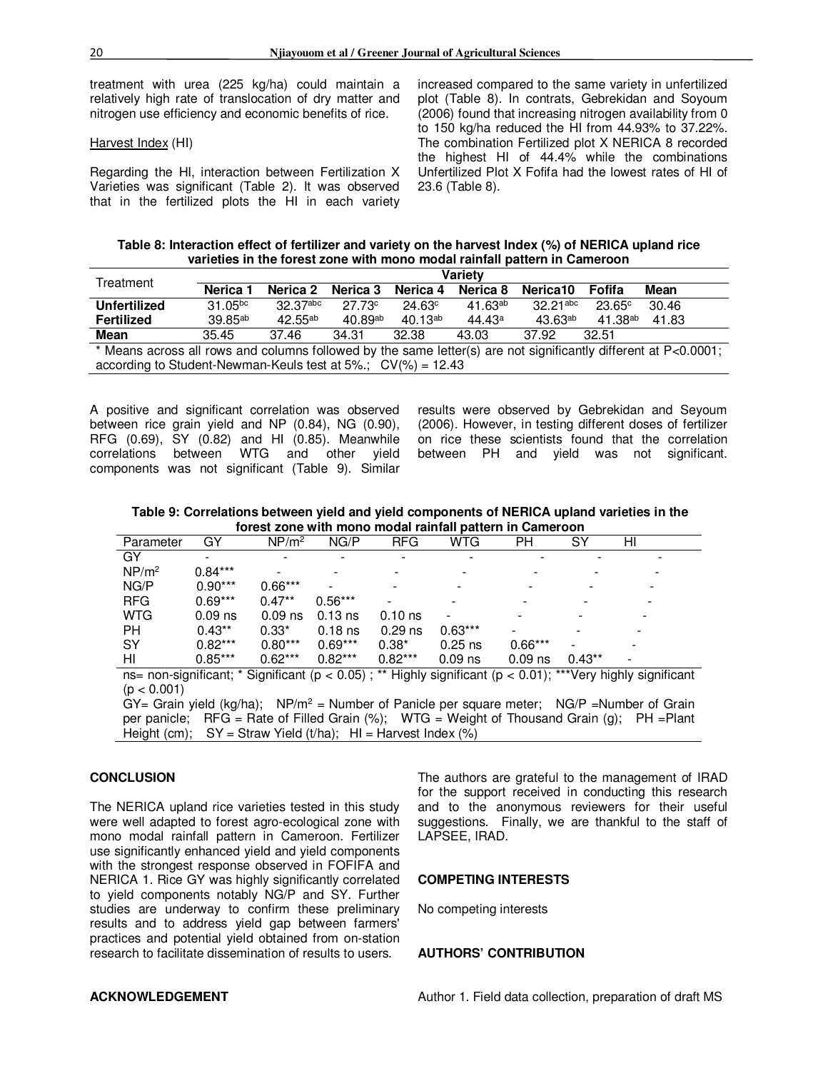treatment with urea (225 kg/ha) could maintain a relatively high rate of translocation of dry matter and nitrogen use efficiency and economic benefits of rice.

Harvest Index (HI)

Regarding the HI, interaction between Fertilization X Varieties was significant (Table 2). It was observed that in the fertilized plots the HI in each variety increased compared to the same variety in unfertilized plot (Table 8). In contrats, Gebrekidan and Soyoum (2006) found that increasing nitrogen availability from 0 to 150 kg/ha reduced the HI from 44.93% to 37.22%. The combination Fertilized plot X NERICA 8 recorded the highest HI of 44.4% while the combinations Unfertilized Plot X Fofifa had the lowest rates of HI of 23.6 (Table 8).

**Table 8: Interaction effect of fertilizer and variety on the harvest Index (%) of NERICA upland rice varieties in the forest zone with mono modal rainfall pattern in Cameroon**

| Treatment | Variety | | | | | | | |
|---|---|---|---|---|---|---|---|---|
| | **Nerica 1** | **Nerica 2** | **Nerica 3** | **Nerica 4** | **Nerica 8** | **Nerica10** | **Fofifa** | **Mean** |
| **Unfertilized** | 31.05[bc] | 32.37[abc] | 27.73[c] | 24.63[c] | 41.63[ab] | 32.21[abc] | 23.65[c] | 30.46 |
| **Fertilized** | 39.85[ab] | 42.55[ab] | 40.89[ab] | 40.13[ab] | 44.43[a] | 43.63[ab] | 41.38[ab] | 41.83 |
| **Mean** | 35.45 | 37.46 | 34.31 | 32.38 | 43.03 | 37.92 | 32.51 | |

* Means across all rows and columns followed by the same letter(s) are not significantly different at P<0.0001; according to Student-Newman-Keuls test at 5%.; CV(%) = 12.43

A positive and significant correlation was observed between rice grain yield and NP (0.84), NG (0.90), RFG (0.69), SY (0.82) and HI (0.85). Meanwhile correlations between WTG and other yield components was not significant (Table 9). Similar results were observed by Gebrekidan and Seyoum (2006). However, in testing different doses of fertilizer on rice these scientists found that the correlation between PH and yield was not significant.

**Table 9: Correlations between yield and yield components of NERICA upland varieties in the forest zone with mono modal rainfall pattern in Cameroon**

| Parameter | GY | NP/m$^2$ | NG/P | RFG | WTG | PH | SY | HI |
|---|---|---|---|---|---|---|---|---|
| GY | - | - | - | - | - | - | - | - |
| NP/m$^2$ | 0.84*** | - | - | - | - | - | - | - |
| NG/P | 0.90*** | 0.66*** | - | - | - | - | - | - |
| RFG | 0.69*** | 0.47** | 0.56*** | - | - | - | - | - |
| WTG | 0.09 ns | 0.09 ns | 0.13 ns | 0.10 ns | - | - | - | - |
| PH | 0.43** | 0.33* | 0.18 ns | 0.29 ns | 0.63*** | - | - | - |
| SY | 0.82*** | 0.80*** | 0.69*** | 0.38* | 0.25 ns | 0.66*** | - | - |
| HI | 0.85*** | 0.62*** | 0.82*** | 0.82*** | 0.09 ns | 0.09 ns | 0.43** | - |

ns= non-significant; * Significant ($p < 0.05$) ; ** Highly significant ($p < 0.01$); ***Very highly significant ($p < 0.001$)

GY= Grain yield (kg/ha); NP/m$^2$ = Number of Panicle per square meter; NG/P =Number of Grain per panicle; RFG = Rate of Filled Grain (%); WTG = Weight of Thousand Grain (g); PH =Plant Height (cm); SY = Straw Yield (t/ha); HI = Harvest Index (%)

## CONCLUSION

The NERICA upland rice varieties tested in this study were well adapted to forest agro-ecological zone with mono modal rainfall pattern in Cameroon. Fertilizer use significantly enhanced yield and yield components with the strongest response observed in FOFIFA and NERICA 1. Rice GY was highly significantly correlated to yield components notably NG/P and SY. Further studies are underway to confirm these preliminary results and to address yield gap between farmers' practices and potential yield obtained from on-station research to facilitate dissemination of results to users.

## ACKNOWLEDGEMENT

The authors are grateful to the management of IRAD for the support received in conducting this research and to the anonymous reviewers for their useful suggestions. Finally, we are thankful to the staff of LAPSEE, IRAD.

## COMPETING INTERESTS

No competing interests

## AUTHORS' CONTRIBUTION

Author 1. Field data collection, preparation of draft MS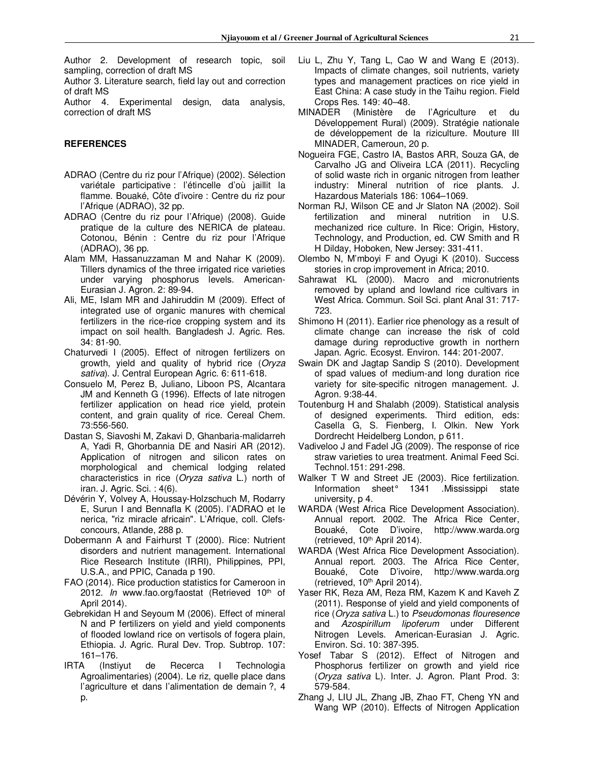Author 2. Development of research topic, soil sampling, correction of draft MS

Author 3. Literature search, field lay out and correction of draft MS

Author 4. Experimental design, data analysis, correction of draft MS

## REFERENCES

ADRAO (Centre du riz pour l'Afrique) (2002). Sélection variétale participative : l'étincelle d'où jaillit la flamme. Bouaké, Côte d'ivoire : Centre du riz pour l'Afrique (ADRAO), 32 pp.

ADRAO (Centre du riz pour l'Afrique) (2008). Guide pratique de la culture des NERICA de plateau. Cotonou, Bénin : Centre du riz pour l'Afrique (ADRAO), 36 pp.

Alam MM, Hassanuzzaman M and Nahar K (2009). Tillers dynamics of the three irrigated rice varieties under varying phosphorus levels. American-Eurasian J. Agron. 2: 89-94.

Ali, ME, Islam MR and Jahiruddin M (2009). Effect of integrated use of organic manures with chemical fertilizers in the rice-rice cropping system and its impact on soil health. Bangladesh J. Agric. Res. 34: 81-90.

Chaturvedi I (2005). Effect of nitrogen fertilizers on growth, yield and quality of hybrid rice (*Oryza sativa*). J. Central European Agric. 6: 611-618.

Consuelo M, Perez B, Juliano, Liboon PS, Alcantara JM and Kenneth G (1996). Effects of late nitrogen fertilizer application on head rice yield, protein content, and grain quality of rice. Cereal Chem. 73:556-560.

Dastan S, Siavoshi M, Zakavi D, Ghanbaria-malidarreh A, Yadi R, Ghorbannia DE and Nasiri AR (2012). Application of nitrogen and silicon rates on morphological and chemical lodging related characteristics in rice (*Oryza sativa* L.) north of iran. J. Agric. Sci. : 4(6).

Dévérin Y, Volvey A, Houssay-Holzschuch M, Rodarry E, Surun I and Bennafla K (2005). l'ADRAO et le nerica, "riz miracle africain". L'Afrique, coll. Clefs-concours, Atlande, 288 p.

Dobermann A and Fairhurst T (2000). Rice: Nutrient disorders and nutrient management. International Rice Research Institute (IRRI), Philippines, PPI, U.S.A., and PPIC, Canada p 190.

FAO (2014). Rice production statistics for Cameroon in 2012. *In* www.fao.org/faostat (Retrieved 10th of April 2014).

Gebrekidan H and Seyoum M (2006). Effect of mineral N and P fertilizers on yield and yield components of flooded lowland rice on vertisols of fogera plain, Ethiopia. J. Agric. Rural Dev. Trop. Subtrop. 107: 161–176.

IRTA (Instiyut de Recerca I Technologia Agroalimentaries) (2004). Le riz, quelle place dans l'agriculture et dans l'alimentation de demain ?, 4 p.

Liu L, Zhu Y, Tang L, Cao W and Wang E (2013). Impacts of climate changes, soil nutrients, variety types and management practices on rice yield in East China: A case study in the Taihu region. Field Crops Res. 149: 40–48.

MINADER (Ministère de l'Agriculture et du Développement Rural) (2009). Stratégie nationale de développement de la riziculture. Mouture III MINADER, Cameroun, 20 p.

Nogueira FGE, Castro IA, Bastos ARR, Souza GA, de Carvalho JG and Oliveira LCA (2011). Recycling of solid waste rich in organic nitrogen from leather industry: Mineral nutrition of rice plants. J. Hazardous Materials 186: 1064–1069.

Norman RJ, Wilson CE and Jr Slaton NA (2002). Soil fertilization and mineral nutrition in U.S. mechanized rice culture. In Rice: Origin, History, Technology, and Production, ed. CW Smith and R H Dilday, Hoboken, New Jersey: 331-411.

Olembo N, M'mboyi F and Oyugi K (2010). Success stories in crop improvement in Africa; 2010.

Sahrawat KL (2000). Macro and micronutrients removed by upland and lowland rice cultivars in West Africa. Commun. Soil Sci. plant Anal 31: 717-723.

Shimono H (2011). Earlier rice phenology as a result of climate change can increase the risk of cold damage during reproductive growth in northern Japan. Agric. Ecosyst. Environ. 144: 201-2007.

Swain DK and Jagtap Sandip S (2010). Development of spad values of medium-and long duration rice variety for site-specific nitrogen management. J. Agron. 9:38-44.

Toutenburg H and Shalabh (2009). Statistical analysis of designed experiments. Third edition, eds: Casella G, S. Fienberg, I. Olkin. New York Dordrecht Heidelberg London, p 611.

Vadiveloo J and Fadel JG (2009). The response of rice straw varieties to urea treatment. Animal Feed Sci. Technol.151: 291-298.

Walker T W and Street JE (2003). Rice fertilization. Information sheet° 1341 .Mississippi state university, p 4.

WARDA (West Africa Rice Development Association). Annual report. 2002. The Africa Rice Center, Bouaké, Cote D'ivoire, http://www.warda.org (retrieved, 10th April 2014).

WARDA (West Africa Rice Development Association). Annual report. 2003. The Africa Rice Center, Bouaké, Cote D'ivoire, http://www.warda.org (retrieved, 10th April 2014).

Yaser RK, Reza AM, Reza RM, Kazem K and Kaveh Z (2011). Response of yield and yield components of rice (*Oryza sativa* L.) to *Pseudomonas flouresence* and *Azospirillum lipoferum* under Different Nitrogen Levels. American-Eurasian J. Agric. Environ. Sci. 10: 387-395.

Yosef Tabar S (2012). Effect of Nitrogen and Phosphorus fertilizer on growth and yield rice (*Oryza sativa* L). Inter. J. Agron. Plant Prod. 3: 579-584.

Zhang J, LIU JL, Zhang JB, Zhao FT, Cheng YN and Wang WP (2010). Effects of Nitrogen Application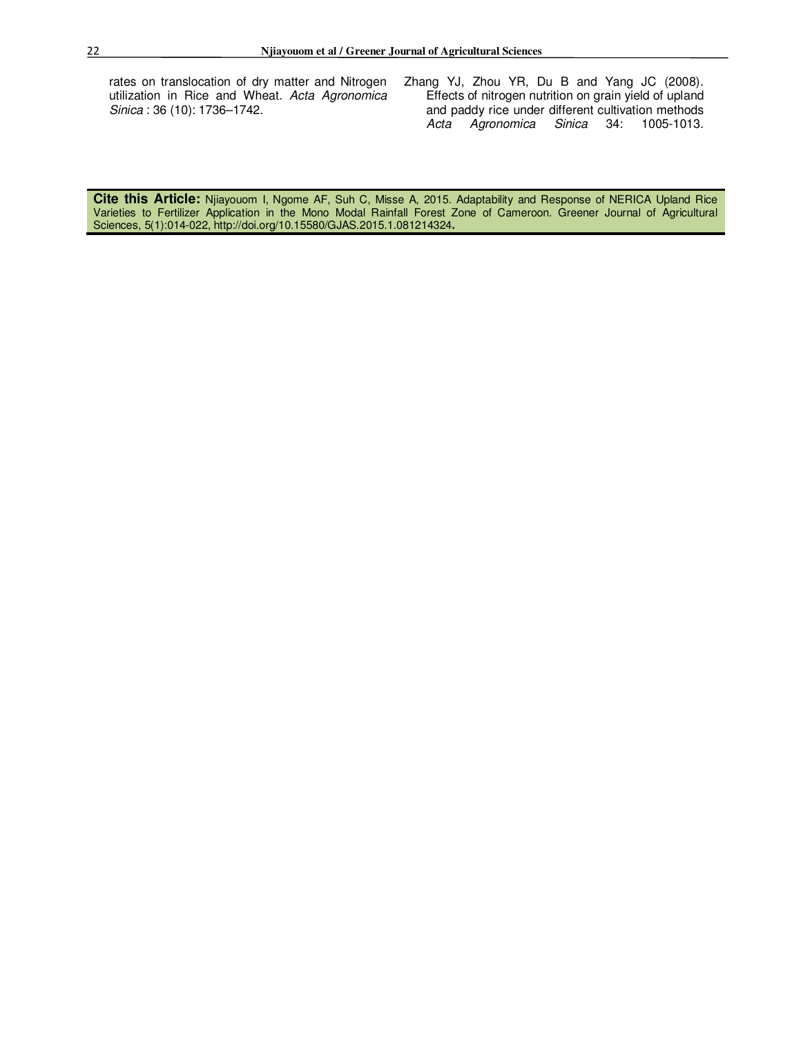rates on translocation of dry matter and Nitrogen utilization in Rice and Wheat. *Acta Agronomica Sinica* : 36 (10): 1736–1742.

Zhang YJ, Zhou YR, Du B and Yang JC (2008). Effects of nitrogen nutrition on grain yield of upland and paddy rice under different cultivation methods *Acta Agronomica Sinica* 34: 1005-1013.

**Cite this Article:** Njiayouom I, Ngome AF, Suh C, Misse A, 2015. Adaptability and Response of NERICA Upland Rice Varieties to Fertilizer Application in the Mono Modal Rainfall Forest Zone of Cameroon. Greener Journal of Agricultural Sciences, 5(1):014-022, http://doi.org/10.15580/GJAS.2015.1.081214324**.**